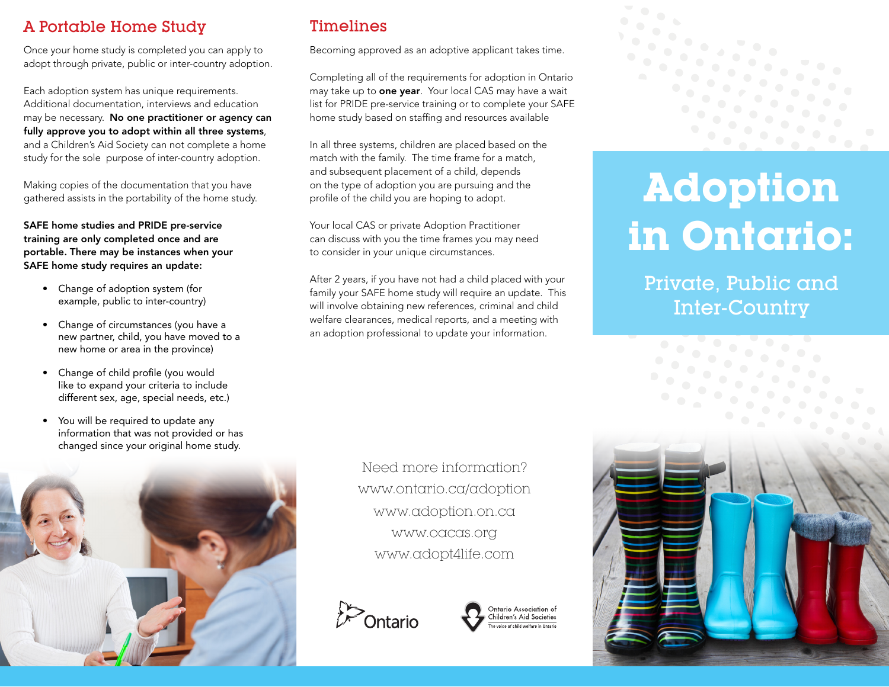## A Portable Home Study

Once your home study is completed you can apply to adopt through private, public or inter-country adoption.

Each adoption system has unique requirements. Additional documentation, interviews and education may be necessary. **No one practitioner or agency can fully approve you to adopt within all three systems**, and a Children's Aid Society can not complete a home study for the sole purpose of inter-country adoption.

Making copies of the documentation that you have gathered assists in the portability of the home study.

**SAFE home studies and PRIDE pre-service training are only completed once and are portable. There may be instances when your SAFE home study requires an update:**

- Change of adoption system (for example, public to inter-country)
- Change of circumstances (you have a new partner, child, you have moved to a new home or area in the province)
- Change of child profile (you would like to expand your criteria to include different sex, age, special needs, etc.)
- You will be required to update any information that was not provided or has changed since your original home study.

## Timelines

Becoming approved as an adoptive applicant takes time.

Completing all of the requirements for adoption in Ontario may take up to **one year**. Your local CAS may have a wait list for PRIDE pre-service training or to complete your SAFE home study based on staffing and resources available

In all three systems, children are placed based on the match with the family. The time frame for a match, and subsequent placement of a child, depends on the type of adoption you are pursuing and the profile of the child you are hoping to adopt.

Your local CAS or private Adoption Practitioner can discuss with you the time frames you may need to consider in your unique circumstances.

After 2 years, if you have not had a child placed with your family your SAFE home study will require an update. This will involve obtaining new references, criminal and child welfare clearances, medical reports, and a meeting with an adoption professional to update your information.

Need more information?
www.ontario.ca/adoption
www.adoption.on.ca
www.oacas.org
www.adopt4life.com

Ontario

Ontario Association of Children's Aid Societies
The voice of child welfare in Ontario

# Adoption in Ontario:

## Private, Public and Inter-Country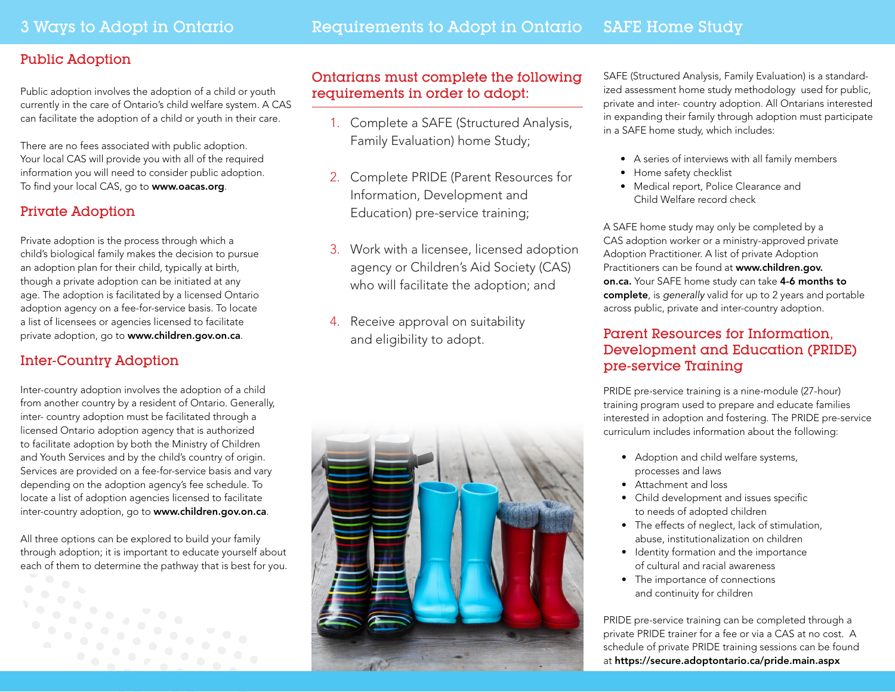## 3 Ways to Adopt in Ontario

### Public Adoption

Public adoption involves the adoption of a child or youth currently in the care of Ontario's child welfare system. A CAS can facilitate the adoption of a child or youth in their care.

There are no fees associated with public adoption. Your local CAS will provide you with all of the required information you will need to consider public adoption. To find your local CAS, go to **www.oacas.org**.

### Private Adoption

Private adoption is the process through which a child's biological family makes the decision to pursue an adoption plan for their child, typically at birth, though a private adoption can be initiated at any age. The adoption is facilitated by a licensed Ontario adoption agency on a fee-for-service basis. To locate a list of licensees or agencies licensed to facilitate private adoption, go to **www.children.gov.on.ca**.

### Inter-Country Adoption

Inter-country adoption involves the adoption of a child from another country by a resident of Ontario. Generally, inter- country adoption must be facilitated through a licensed Ontario adoption agency that is authorized to facilitate adoption by both the Ministry of Children and Youth Services and by the child's country of origin. Services are provided on a fee-for-service basis and vary depending on the adoption agency's fee schedule. To locate a list of adoption agencies licensed to facilitate inter-country adoption, go to **www.children.gov.on.ca**.

All three options can be explored to build your family through adoption; it is important to educate yourself about each of them to determine the pathway that is best for you.

## Requirements to Adopt in Ontario

### Ontarians must complete the following requirements in order to adopt:

1. Complete a SAFE (Structured Analysis, Family Evaluation) home Study;
2. Complete PRIDE (Parent Resources for Information, Development and Education) pre-service training;
3. Work with a licensee, licensed adoption agency or Children's Aid Society (CAS) who will facilitate the adoption; and
4. Receive approval on suitability and eligibility to adopt.

## SAFE Home Study

SAFE (Structured Analysis, Family Evaluation) is a standardized assessment home study methodology used for public, private and inter- country adoption. All Ontarians interested in expanding their family through adoption must participate in a SAFE home study, which includes:

- A series of interviews with all family members
- Home safety checklist
- Medical report, Police Clearance and Child Welfare record check

A SAFE home study may only be completed by a CAS adoption worker or a ministry-approved private Adoption Practitioner. A list of private Adoption Practitioners can be found at **www.children.gov.on.ca**. Your SAFE home study can take **4-6 months to complete**, is *generally* valid for up to 2 years and portable across public, private and inter-country adoption.

### Parent Resources for Information, Development and Education (PRIDE) pre-service Training

PRIDE pre-service training is a nine-module (27-hour) training program used to prepare and educate families interested in adoption and fostering. The PRIDE pre-service curriculum includes information about the following:

- Adoption and child welfare systems, processes and laws
- Attachment and loss
- Child development and issues specific to needs of adopted children
- The effects of neglect, lack of stimulation, abuse, institutionalization on children
- Identity formation and the importance of cultural and racial awareness
- The importance of connections and continuity for children

PRIDE pre-service training can be completed through a private PRIDE trainer for a fee or via a CAS at no cost. A schedule of private PRIDE training sessions can be found at **https://secure.adoptontario.ca/pride.main.aspx**